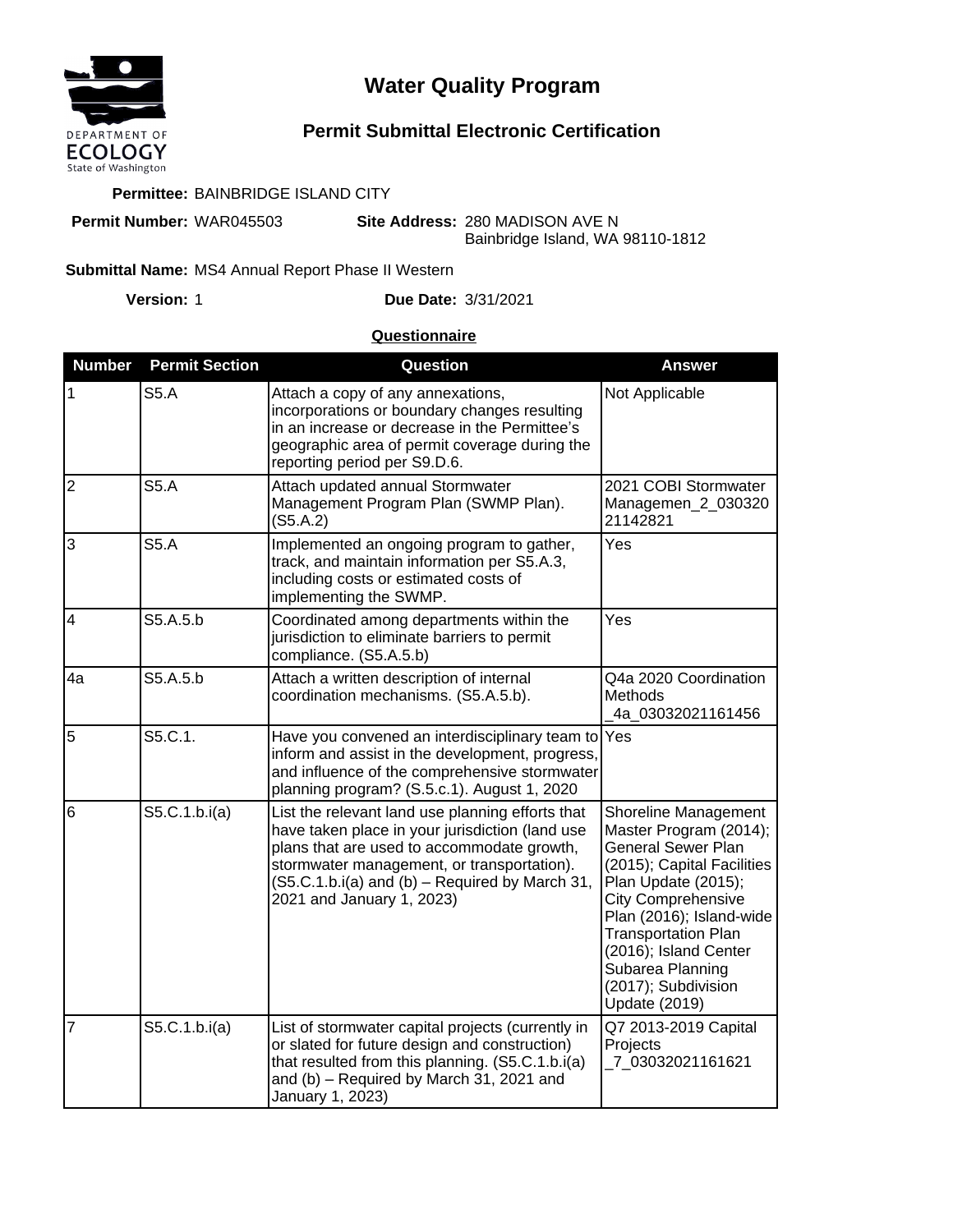DEPARTMENT OF ECOLOGY
State of Washington

# Water Quality Program

## Permit Submittal Electronic Certification

**Permittee:** BAINBRIDGE ISLAND CITY

**Permit Number:** WAR045503

**Site Address:** 280 MADISON AVE N
Bainbridge Island, WA 98110-1812

**Submittal Name:** MS4 Annual Report Phase II Western

**Version:** 1

**Due Date:** 3/31/2021

### Questionnaire

| Number | Permit Section | Question | Answer |
| --- | --- | --- | --- |
| 1 | S5.A | Attach a copy of any annexations, incorporations or boundary changes resulting in an increase or decrease in the Permittee's geographic area of permit coverage during the reporting period per S9.D.6. | Not Applicable |
| 2 | S5.A | Attach updated annual Stormwater Management Program Plan (SWMP Plan). (S5.A.2) | 2021 COBI Stormwater Managemen_2_03032021142821 |
| 3 | S5.A | Implemented an ongoing program to gather, track, and maintain information per S5.A.3, including costs or estimated costs of implementing the SWMP. | Yes |
| 4 | S5.A.5.b | Coordinated among departments within the jurisdiction to eliminate barriers to permit compliance. (S5.A.5.b) | Yes |
| 4a | S5.A.5.b | Attach a written description of internal coordination mechanisms. (S5.A.5.b). | Q4a 2020 Coordination Methods _4a_03032021161456 |
| 5 | S5.C.1. | Have you convened an interdisciplinary team to inform and assist in the development, progress, and influence of the comprehensive stormwater planning program? (S.5.c.1). August 1, 2020 | Yes |
| 6 | S5.C.1.b.i(a) | List the relevant land use planning efforts that have taken place in your jurisdiction (land use plans that are used to accommodate growth, stormwater management, or transportation). (S5.C.1.b.i(a) and (b) – Required by March 31, 2021 and January 1, 2023) | Shoreline Management Master Program (2014); General Sewer Plan (2015); Capital Facilities Plan Update (2015); City Comprehensive Plan (2016); Island-wide Transportation Plan (2016); Island Center Subarea Planning (2017); Subdivision Update (2019) |
| 7 | S5.C.1.b.i(a) | List of stormwater capital projects (currently in or slated for future design and construction) that resulted from this planning. (S5.C.1.b.i(a) and (b) – Required by March 31, 2021 and January 1, 2023) | Q7 2013-2019 Capital Projects _7_03032021161621 |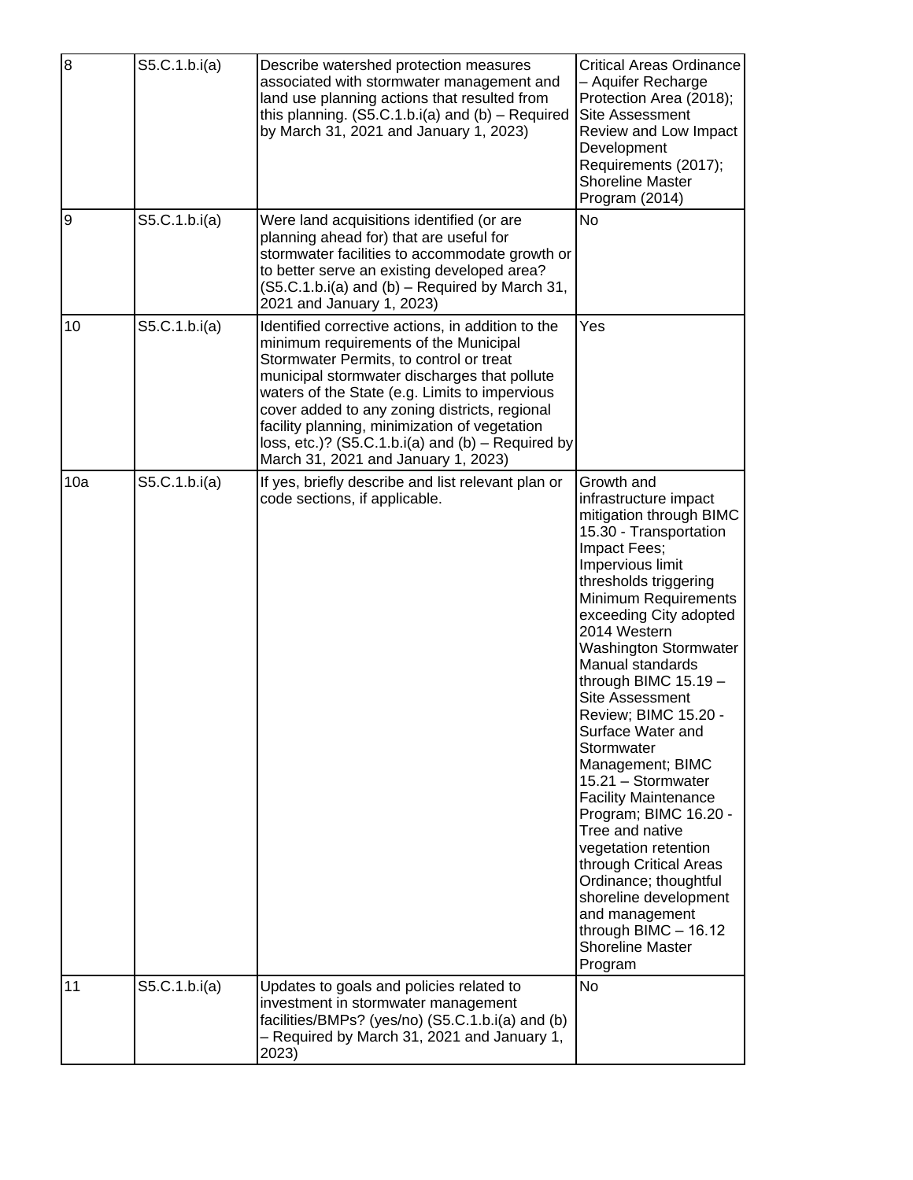| 8 | S5.C.1.b.i(a) | Describe watershed protection measures associated with stormwater management and land use planning actions that resulted from this planning. (S5.C.1.b.i(a) and (b) – Required by March 31, 2021 and January 1, 2023) | Critical Areas Ordinance – Aquifer Recharge Protection Area (2018); Site Assessment Review and Low Impact Development Requirements (2017); Shoreline Master Program (2014) |
|---|---|---|---|
| 9 | S5.C.1.b.i(a) | Were land acquisitions identified (or are planning ahead for) that are useful for stormwater facilities to accommodate growth or to better serve an existing developed area? (S5.C.1.b.i(a) and (b) – Required by March 31, 2021 and January 1, 2023) | No |
| 10 | S5.C.1.b.i(a) | Identified corrective actions, in addition to the minimum requirements of the Municipal Stormwater Permits, to control or treat municipal stormwater discharges that pollute waters of the State (e.g. Limits to impervious cover added to any zoning districts, regional facility planning, minimization of vegetation loss, etc.)? (S5.C.1.b.i(a) and (b) – Required by March 31, 2021 and January 1, 2023) | Yes |
| 10a | S5.C.1.b.i(a) | If yes, briefly describe and list relevant plan or code sections, if applicable. | Growth and infrastructure impact mitigation through BIMC 15.30 - Transportation Impact Fees; Impervious limit thresholds triggering Minimum Requirements exceeding City adopted 2014 Western Washington Stormwater Manual standards through BIMC 15.19 – Site Assessment Review; BIMC 15.20 - Surface Water and Stormwater Management; BIMC 15.21 – Stormwater Facility Maintenance Program; BIMC 16.20 - Tree and native vegetation retention through Critical Areas Ordinance; thoughtful shoreline development and management through BIMC – 16.12 Shoreline Master Program |
| 11 | S5.C.1.b.i(a) | Updates to goals and policies related to investment in stormwater management facilities/BMPs? (yes/no) (S5.C.1.b.i(a) and (b) – Required by March 31, 2021 and January 1, 2023) | No |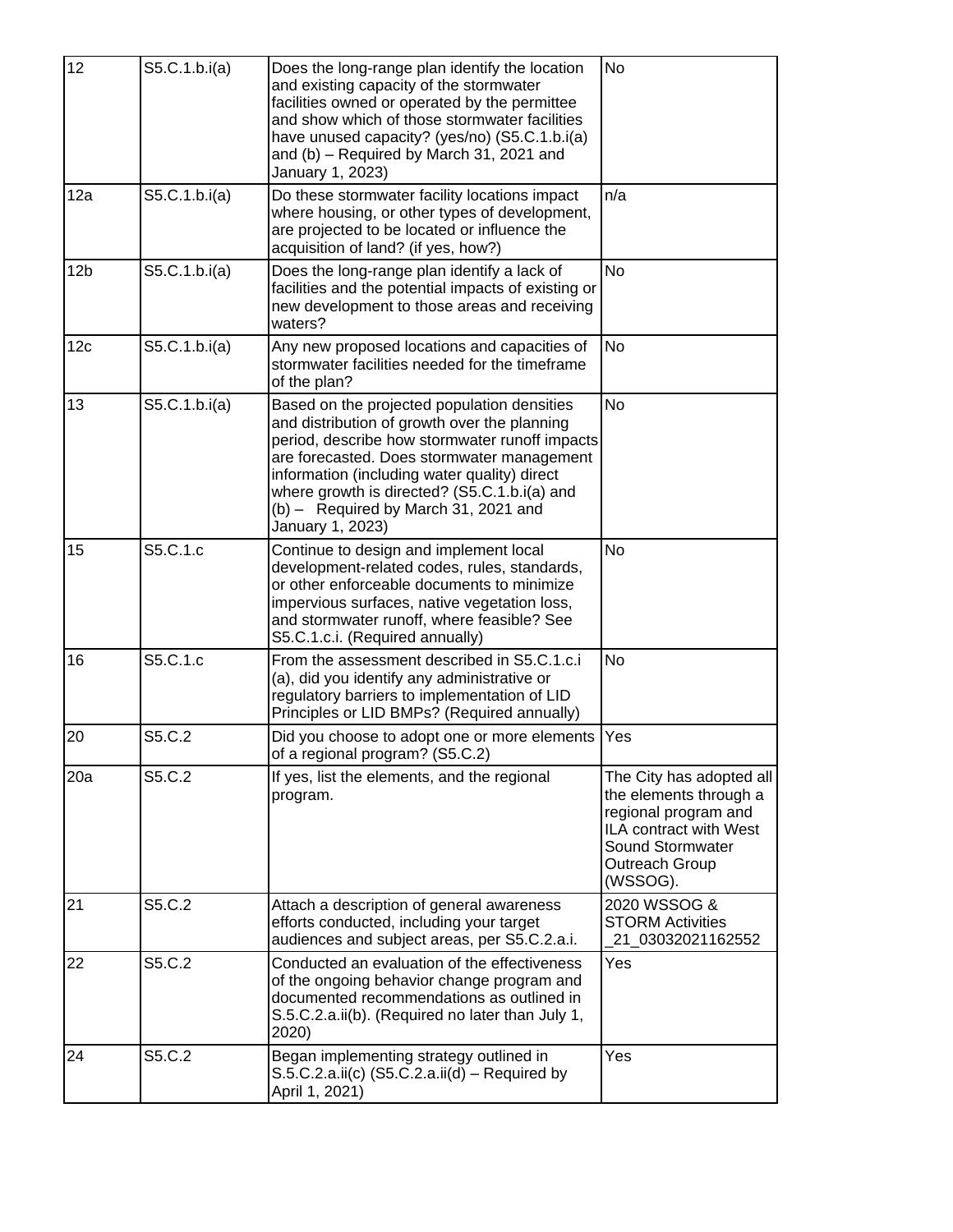| 12 | S5.C.1.b.i(a) | Does the long-range plan identify the location and existing capacity of the stormwater facilities owned or operated by the permittee and show which of those stormwater facilities have unused capacity? (yes/no) (S5.C.1.b.i(a) and (b) – Required by March 31, 2021 and January 1, 2023) | No |
|---|---|---|---|
| 12a | S5.C.1.b.i(a) | Do these stormwater facility locations impact where housing, or other types of development, are projected to be located or influence the acquisition of land? (if yes, how?) | n/a |
| 12b | S5.C.1.b.i(a) | Does the long-range plan identify a lack of facilities and the potential impacts of existing or new development to those areas and receiving waters? | No |
| 12c | S5.C.1.b.i(a) | Any new proposed locations and capacities of stormwater facilities needed for the timeframe of the plan? | No |
| 13 | S5.C.1.b.i(a) | Based on the projected population densities and distribution of growth over the planning period, describe how stormwater runoff impacts are forecasted. Does stormwater management information (including water quality) direct where growth is directed? (S5.C.1.b.i(a) and (b) – Required by March 31, 2021 and January 1, 2023) | No |
| 15 | S5.C.1.c | Continue to design and implement local development-related codes, rules, standards, or other enforceable documents to minimize impervious surfaces, native vegetation loss, and stormwater runoff, where feasible? See S5.C.1.c.i. (Required annually) | No |
| 16 | S5.C.1.c | From the assessment described in S5.C.1.c.i (a), did you identify any administrative or regulatory barriers to implementation of LID Principles or LID BMPs? (Required annually) | No |
| 20 | S5.C.2 | Did you choose to adopt one or more elements of a regional program? (S5.C.2) | Yes |
| 20a | S5.C.2 | If yes, list the elements, and the regional program. | The City has adopted all the elements through a regional program and ILA contract with West Sound Stormwater Outreach Group (WSSOG). |
| 21 | S5.C.2 | Attach a description of general awareness efforts conducted, including your target audiences and subject areas, per S5.C.2.a.i. | 2020 WSSOG & STORM Activities _21_03032021162552 |
| 22 | S5.C.2 | Conducted an evaluation of the effectiveness of the ongoing behavior change program and documented recommendations as outlined in S.5.C.2.a.ii(b). (Required no later than July 1, 2020) | Yes |
| 24 | S5.C.2 | Began implementing strategy outlined in S.5.C.2.a.ii(c) (S5.C.2.a.ii(d) – Required by April 1, 2021) | Yes |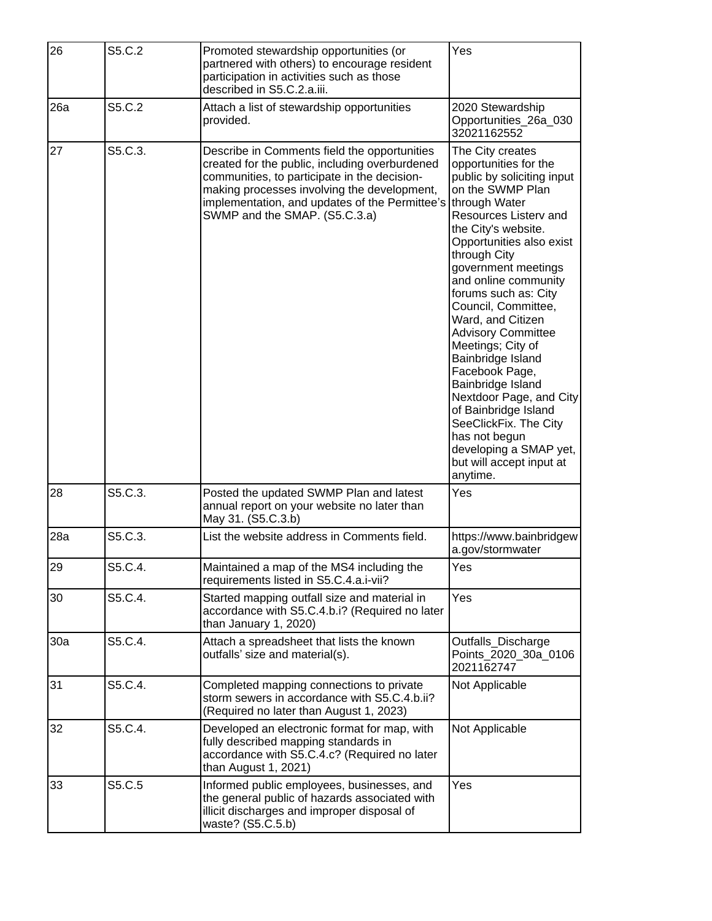| | | | |
|---|---|---|---|
| 26 | S5.C.2 | Promoted stewardship opportunities (or partnered with others) to encourage resident participation in activities such as those described in S5.C.2.a.iii. | Yes |
| 26a | S5.C.2 | Attach a list of stewardship opportunities provided. | 2020 Stewardship Opportunities_26a_03032021162552 |
| 27 | S5.C.3. | Describe in Comments field the opportunities created for the public, including overburdened communities, to participate in the decision-making processes involving the development, implementation, and updates of the Permittee's SWMP and the SMAP. (S5.C.3.a) | The City creates opportunities for the public by soliciting input on the SWMP Plan through Water Resources Listerv and the City's website. Opportunities also exist through City government meetings and online community forums such as: City Council, Committee, Ward, and Citizen Advisory Committee Meetings; City of Bainbridge Island Facebook Page, Bainbridge Island Nextdoor Page, and City of Bainbridge Island SeeClickFix. The City has not begun developing a SMAP yet, but will accept input at anytime. |
| 28 | S5.C.3. | Posted the updated SWMP Plan and latest annual report on your website no later than May 31. (S5.C.3.b) | Yes |
| 28a | S5.C.3. | List the website address in Comments field. | https://www.bainbridgewa.gov/stormwater |
| 29 | S5.C.4. | Maintained a map of the MS4 including the requirements listed in S5.C.4.a.i-vii? | Yes |
| 30 | S5.C.4. | Started mapping outfall size and material in accordance with S5.C.4.b.i? (Required no later than January 1, 2020) | Yes |
| 30a | S5.C.4. | Attach a spreadsheet that lists the known outfalls' size and material(s). | Outfalls_Discharge Points_2020_30a_01062021162747 |
| 31 | S5.C.4. | Completed mapping connections to private storm sewers in accordance with S5.C.4.b.ii? (Required no later than August 1, 2023) | Not Applicable |
| 32 | S5.C.4. | Developed an electronic format for map, with fully described mapping standards in accordance with S5.C.4.c? (Required no later than August 1, 2021) | Not Applicable |
| 33 | S5.C.5 | Informed public employees, businesses, and the general public of hazards associated with illicit discharges and improper disposal of waste? (S5.C.5.b) | Yes |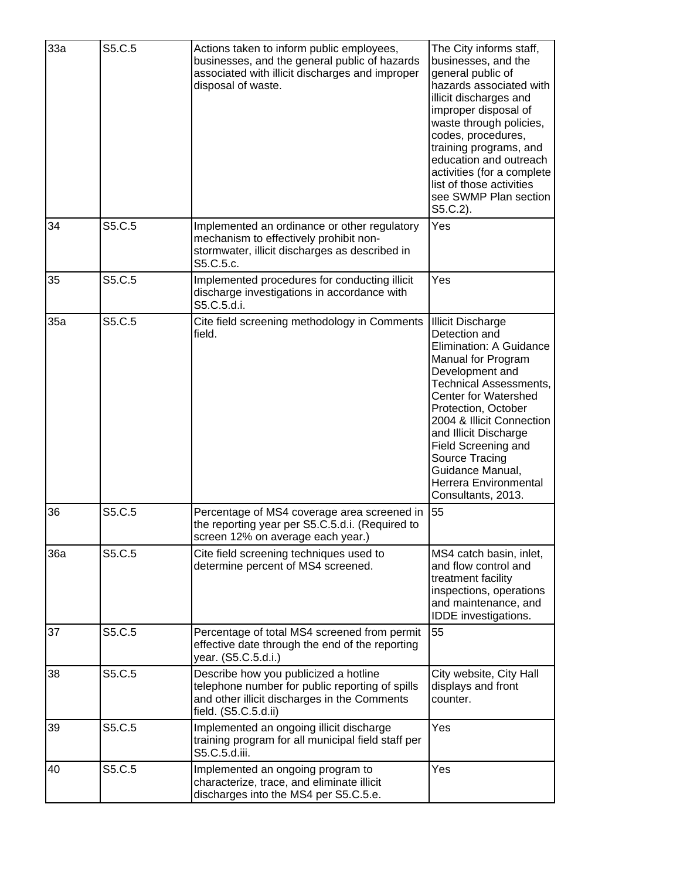| | | | |
|---|---|---|---|
| 33a | S5.C.5 | Actions taken to inform public employees, businesses, and the general public of hazards associated with illicit discharges and improper disposal of waste. | The City informs staff, businesses, and the general public of hazards associated with illicit discharges and improper disposal of waste through policies, codes, procedures, training programs, and education and outreach activities (for a complete list of those activities see SWMP Plan section S5.C.2). |
| 34 | S5.C.5 | Implemented an ordinance or other regulatory mechanism to effectively prohibit non-stormwater, illicit discharges as described in S5.C.5.c. | Yes |
| 35 | S5.C.5 | Implemented procedures for conducting illicit discharge investigations in accordance with S5.C.5.d.i. | Yes |
| 35a | S5.C.5 | Cite field screening methodology in Comments field. | Illicit Discharge Detection and Elimination: A Guidance Manual for Program Development and Technical Assessments, Center for Watershed Protection, October 2004 & Illicit Connection and Illicit Discharge Field Screening and Source Tracing Guidance Manual, Herrera Environmental Consultants, 2013. |
| 36 | S5.C.5 | Percentage of MS4 coverage area screened in the reporting year per S5.C.5.d.i. (Required to screen 12% on average each year.) | 55 |
| 36a | S5.C.5 | Cite field screening techniques used to determine percent of MS4 screened. | MS4 catch basin, inlet, and flow control and treatment facility inspections, operations and maintenance, and IDDE investigations. |
| 37 | S5.C.5 | Percentage of total MS4 screened from permit effective date through the end of the reporting year. (S5.C.5.d.i.) | 55 |
| 38 | S5.C.5 | Describe how you publicized a hotline telephone number for public reporting of spills and other illicit discharges in the Comments field. (S5.C.5.d.ii) | City website, City Hall displays and front counter. |
| 39 | S5.C.5 | Implemented an ongoing illicit discharge training program for all municipal field staff per S5.C.5.d.iii. | Yes |
| 40 | S5.C.5 | Implemented an ongoing program to characterize, trace, and eliminate illicit discharges into the MS4 per S5.C.5.e. | Yes |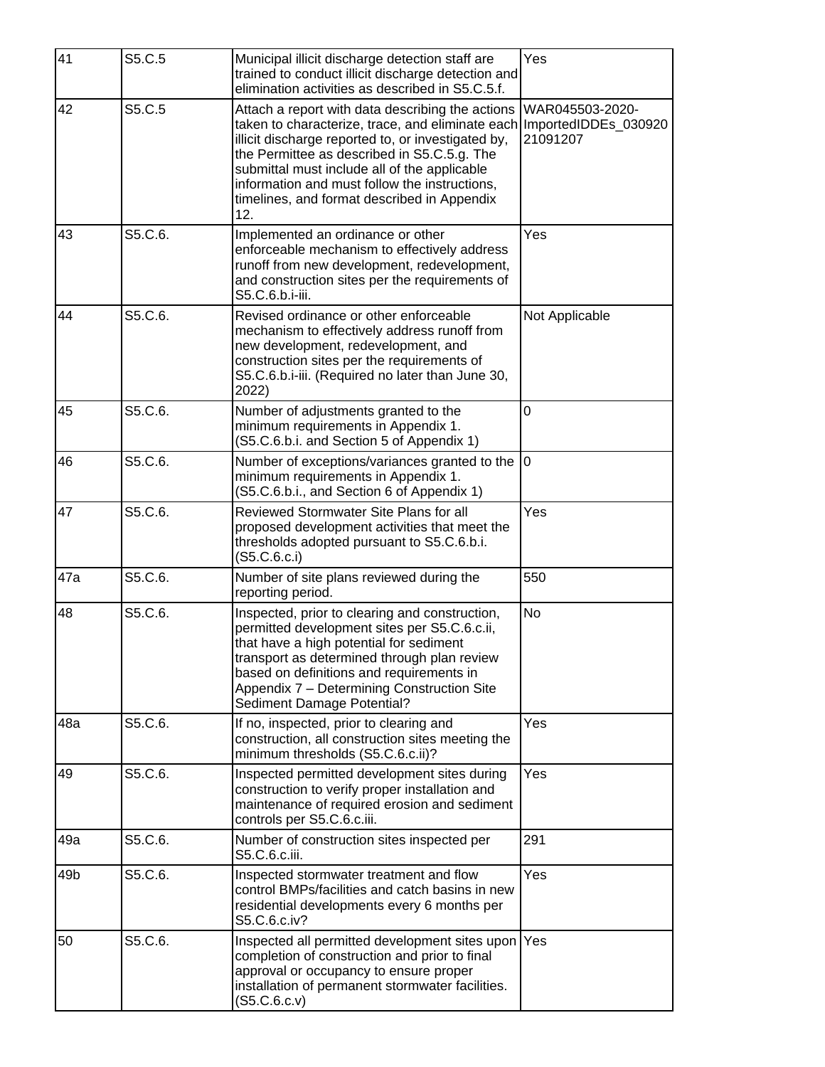| 41 | S5.C.5 | Municipal illicit discharge detection staff are trained to conduct illicit discharge detection and elimination activities as described in S5.C.5.f. | Yes |
|---|---|---|---|
| 42 | S5.C.5 | Attach a report with data describing the actions taken to characterize, trace, and eliminate each illicit discharge reported to, or investigated by, the Permittee as described in S5.C.5.g. The submittal must include all of the applicable information and must follow the instructions, timelines, and format described in Appendix 12. | WAR045503-2020-ImportedIDDEs_03092021091207 |
| 43 | S5.C.6. | Implemented an ordinance or other enforceable mechanism to effectively address runoff from new development, redevelopment, and construction sites per the requirements of S5.C.6.b.i-iii. | Yes |
| 44 | S5.C.6. | Revised ordinance or other enforceable mechanism to effectively address runoff from new development, redevelopment, and construction sites per the requirements of S5.C.6.b.i-iii. (Required no later than June 30, 2022) | Not Applicable |
| 45 | S5.C.6. | Number of adjustments granted to the minimum requirements in Appendix 1. (S5.C.6.b.i. and Section 5 of Appendix 1) | 0 |
| 46 | S5.C.6. | Number of exceptions/variances granted to the minimum requirements in Appendix 1. (S5.C.6.b.i., and Section 6 of Appendix 1) | 0 |
| 47 | S5.C.6. | Reviewed Stormwater Site Plans for all proposed development activities that meet the thresholds adopted pursuant to S5.C.6.b.i. (S5.C.6.c.i) | Yes |
| 47a | S5.C.6. | Number of site plans reviewed during the reporting period. | 550 |
| 48 | S5.C.6. | Inspected, prior to clearing and construction, permitted development sites per S5.C.6.c.ii, that have a high potential for sediment transport as determined through plan review based on definitions and requirements in Appendix 7 – Determining Construction Site Sediment Damage Potential? | No |
| 48a | S5.C.6. | If no, inspected, prior to clearing and construction, all construction sites meeting the minimum thresholds (S5.C.6.c.ii)? | Yes |
| 49 | S5.C.6. | Inspected permitted development sites during construction to verify proper installation and maintenance of required erosion and sediment controls per S5.C.6.c.iii. | Yes |
| 49a | S5.C.6. | Number of construction sites inspected per S5.C.6.c.iii. | 291 |
| 49b | S5.C.6. | Inspected stormwater treatment and flow control BMPs/facilities and catch basins in new residential developments every 6 months per S5.C.6.c.iv? | Yes |
| 50 | S5.C.6. | Inspected all permitted development sites upon completion of construction and prior to final approval or occupancy to ensure proper installation of permanent stormwater facilities. (S5.C.6.c.v) | Yes |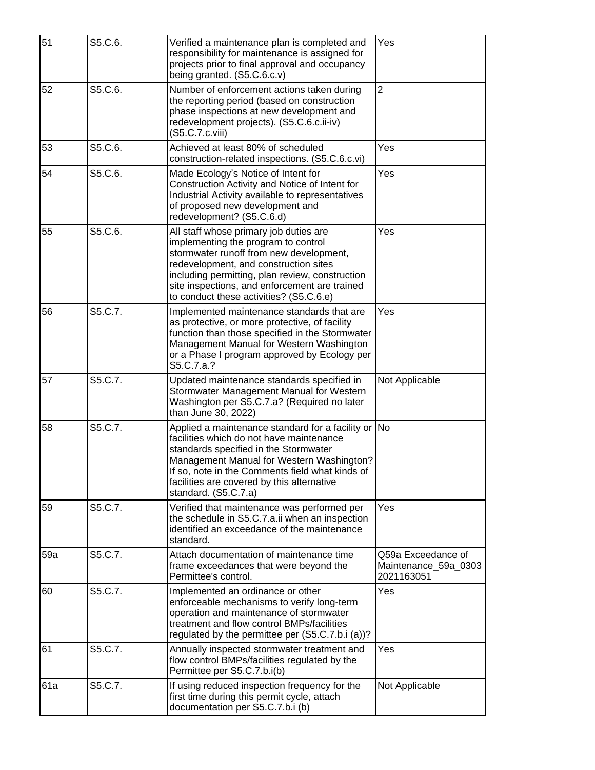| 51 | S5.C.6. | Verified a maintenance plan is completed and responsibility for maintenance is assigned for projects prior to final approval and occupancy being granted. (S5.C.6.c.v) | Yes |
|---|---|---|---|
| 52 | S5.C.6. | Number of enforcement actions taken during the reporting period (based on construction phase inspections at new development and redevelopment projects). (S5.C.6.c.ii-iv) (S5.C.7.c.viii) | 2 |
| 53 | S5.C.6. | Achieved at least 80% of scheduled construction-related inspections. (S5.C.6.c.vi) | Yes |
| 54 | S5.C.6. | Made Ecology's Notice of Intent for Construction Activity and Notice of Intent for Industrial Activity available to representatives of proposed new development and redevelopment? (S5.C.6.d) | Yes |
| 55 | S5.C.6. | All staff whose primary job duties are implementing the program to control stormwater runoff from new development, redevelopment, and construction sites including permitting, plan review, construction site inspections, and enforcement are trained to conduct these activities? (S5.C.6.e) | Yes |
| 56 | S5.C.7. | Implemented maintenance standards that are as protective, or more protective, of facility function than those specified in the Stormwater Management Manual for Western Washington or a Phase I program approved by Ecology per S5.C.7.a.? | Yes |
| 57 | S5.C.7. | Updated maintenance standards specified in Stormwater Management Manual for Western Washington per S5.C.7.a? (Required no later than June 30, 2022) | Not Applicable |
| 58 | S5.C.7. | Applied a maintenance standard for a facility or facilities which do not have maintenance standards specified in the Stormwater Management Manual for Western Washington? If so, note in the Comments field what kinds of facilities are covered by this alternative standard. (S5.C.7.a) | No |
| 59 | S5.C.7. | Verified that maintenance was performed per the schedule in S5.C.7.a.ii when an inspection identified an exceedance of the maintenance standard. | Yes |
| 59a | S5.C.7. | Attach documentation of maintenance time frame exceedances that were beyond the Permittee's control. | Q59a Exceedance of Maintenance_59a_03032021163051 |
| 60 | S5.C.7. | Implemented an ordinance or other enforceable mechanisms to verify long-term operation and maintenance of stormwater treatment and flow control BMPs/facilities regulated by the permittee per (S5.C.7.b.i (a))? | Yes |
| 61 | S5.C.7. | Annually inspected stormwater treatment and flow control BMPs/facilities regulated by the Permittee per S5.C.7.b.i(b) | Yes |
| 61a | S5.C.7. | If using reduced inspection frequency for the first time during this permit cycle, attach documentation per S5.C.7.b.i (b) | Not Applicable |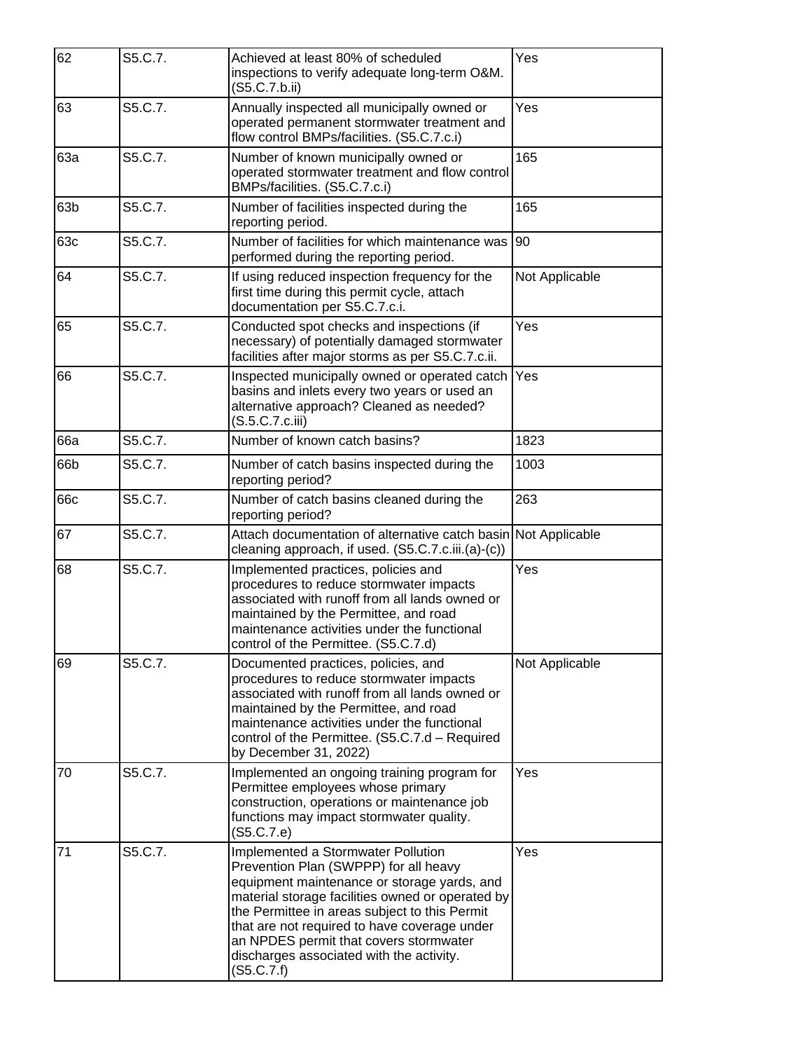| 62 | S5.C.7. | Achieved at least 80% of scheduled inspections to verify adequate long-term O&M. (S5.C.7.b.ii) | Yes |
|---|---|---|---|
| 63 | S5.C.7. | Annually inspected all municipally owned or operated permanent stormwater treatment and flow control BMPs/facilities. (S5.C.7.c.i) | Yes |
| 63a | S5.C.7. | Number of known municipally owned or operated stormwater treatment and flow control BMPs/facilities. (S5.C.7.c.i) | 165 |
| 63b | S5.C.7. | Number of facilities inspected during the reporting period. | 165 |
| 63c | S5.C.7. | Number of facilities for which maintenance was performed during the reporting period. | 90 |
| 64 | S5.C.7. | If using reduced inspection frequency for the first time during this permit cycle, attach documentation per S5.C.7.c.i. | Not Applicable |
| 65 | S5.C.7. | Conducted spot checks and inspections (if necessary) of potentially damaged stormwater facilities after major storms as per S5.C.7.c.ii. | Yes |
| 66 | S5.C.7. | Inspected municipally owned or operated catch basins and inlets every two years or used an alternative approach? Cleaned as needed? (S.5.C.7.c.iii) | Yes |
| 66a | S5.C.7. | Number of known catch basins? | 1823 |
| 66b | S5.C.7. | Number of catch basins inspected during the reporting period? | 1003 |
| 66c | S5.C.7. | Number of catch basins cleaned during the reporting period? | 263 |
| 67 | S5.C.7. | Attach documentation of alternative catch basin cleaning approach, if used. (S5.C.7.c.iii.(a)-(c)) | Not Applicable |
| 68 | S5.C.7. | Implemented practices, policies and procedures to reduce stormwater impacts associated with runoff from all lands owned or maintained by the Permittee, and road maintenance activities under the functional control of the Permittee. (S5.C.7.d) | Yes |
| 69 | S5.C.7. | Documented practices, policies, and procedures to reduce stormwater impacts associated with runoff from all lands owned or maintained by the Permittee, and road maintenance activities under the functional control of the Permittee. (S5.C.7.d – Required by December 31, 2022) | Not Applicable |
| 70 | S5.C.7. | Implemented an ongoing training program for Permittee employees whose primary construction, operations or maintenance job functions may impact stormwater quality. (S5.C.7.e) | Yes |
| 71 | S5.C.7. | Implemented a Stormwater Pollution Prevention Plan (SWPPP) for all heavy equipment maintenance or storage yards, and material storage facilities owned or operated by the Permittee in areas subject to this Permit that are not required to have coverage under an NPDES permit that covers stormwater discharges associated with the activity. (S5.C.7.f) | Yes |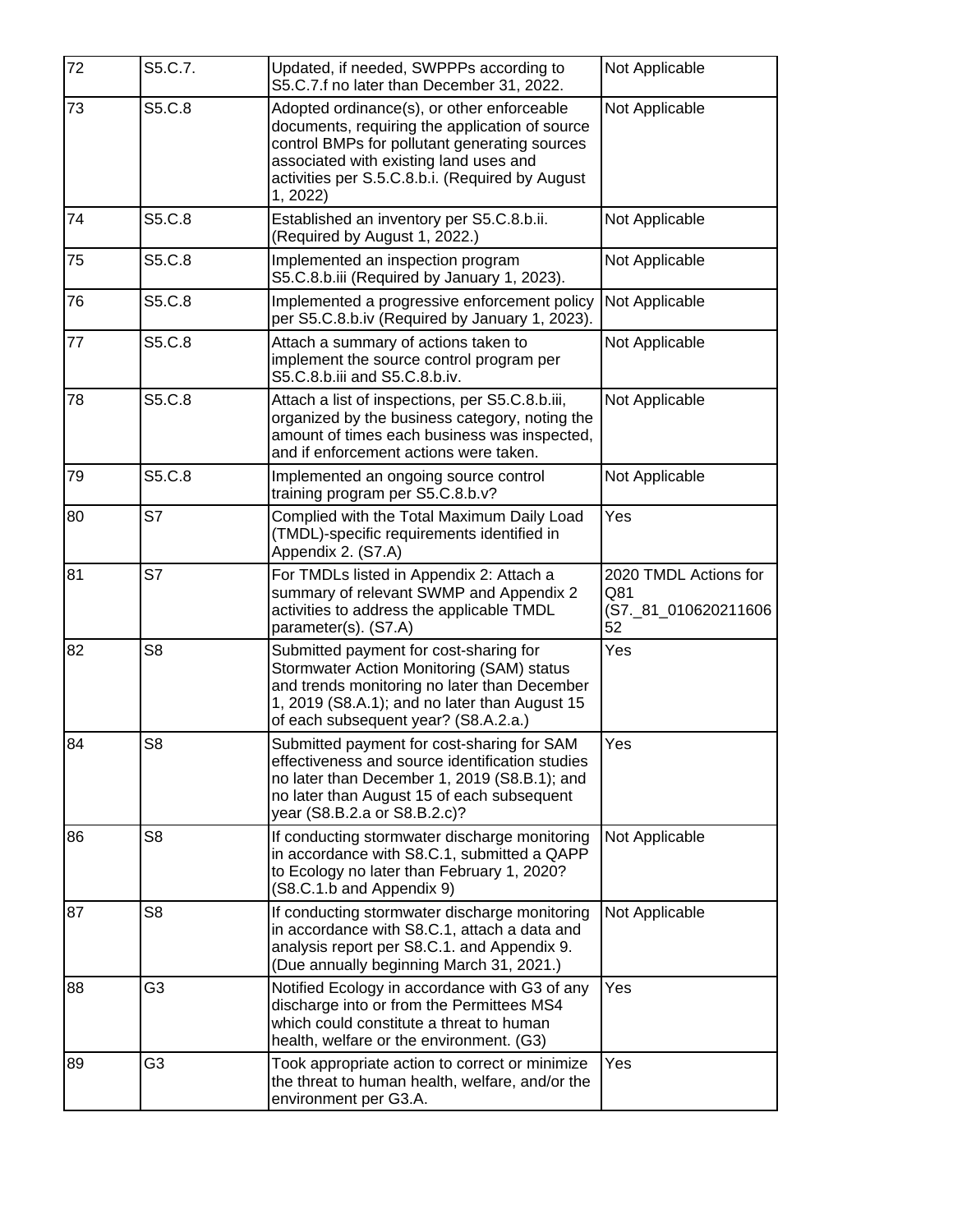| 72 | S5.C.7. | Updated, if needed, SWPPPs according to S5.C.7.f no later than December 31, 2022. | Not Applicable |
|---|---|---|---|
| 73 | S5.C.8 | Adopted ordinance(s), or other enforceable documents, requiring the application of source control BMPs for pollutant generating sources associated with existing land uses and activities per S.5.C.8.b.i. (Required by August 1, 2022) | Not Applicable |
| 74 | S5.C.8 | Established an inventory per S5.C.8.b.ii. (Required by August 1, 2022.) | Not Applicable |
| 75 | S5.C.8 | Implemented an inspection program S5.C.8.b.iii (Required by January 1, 2023). | Not Applicable |
| 76 | S5.C.8 | Implemented a progressive enforcement policy per S5.C.8.b.iv (Required by January 1, 2023). | Not Applicable |
| 77 | S5.C.8 | Attach a summary of actions taken to implement the source control program per S5.C.8.b.iii and S5.C.8.b.iv. | Not Applicable |
| 78 | S5.C.8 | Attach a list of inspections, per S5.C.8.b.iii, organized by the business category, noting the amount of times each business was inspected, and if enforcement actions were taken. | Not Applicable |
| 79 | S5.C.8 | Implemented an ongoing source control training program per S5.C.8.b.v? | Not Applicable |
| 80 | S7 | Complied with the Total Maximum Daily Load (TMDL)-specific requirements identified in Appendix 2. (S7.A) | Yes |
| 81 | S7 | For TMDLs listed in Appendix 2: Attach a summary of relevant SWMP and Appendix 2 activities to address the applicable TMDL parameter(s). (S7.A) | 2020 TMDL Actions for Q81 (S7._81_01062021160652 |
| 82 | S8 | Submitted payment for cost-sharing for Stormwater Action Monitoring (SAM) status and trends monitoring no later than December 1, 2019 (S8.A.1); and no later than August 15 of each subsequent year? (S8.A.2.a.) | Yes |
| 84 | S8 | Submitted payment for cost-sharing for SAM effectiveness and source identification studies no later than December 1, 2019 (S8.B.1); and no later than August 15 of each subsequent year (S8.B.2.a or S8.B.2.c)? | Yes |
| 86 | S8 | If conducting stormwater discharge monitoring in accordance with S8.C.1, submitted a QAPP to Ecology no later than February 1, 2020? (S8.C.1.b and Appendix 9) | Not Applicable |
| 87 | S8 | If conducting stormwater discharge monitoring in accordance with S8.C.1, attach a data and analysis report per S8.C.1. and Appendix 9. (Due annually beginning March 31, 2021.) | Not Applicable |
| 88 | G3 | Notified Ecology in accordance with G3 of any discharge into or from the Permittees MS4 which could constitute a threat to human health, welfare or the environment. (G3) | Yes |
| 89 | G3 | Took appropriate action to correct or minimize the threat to human health, welfare, and/or the environment per G3.A. | Yes |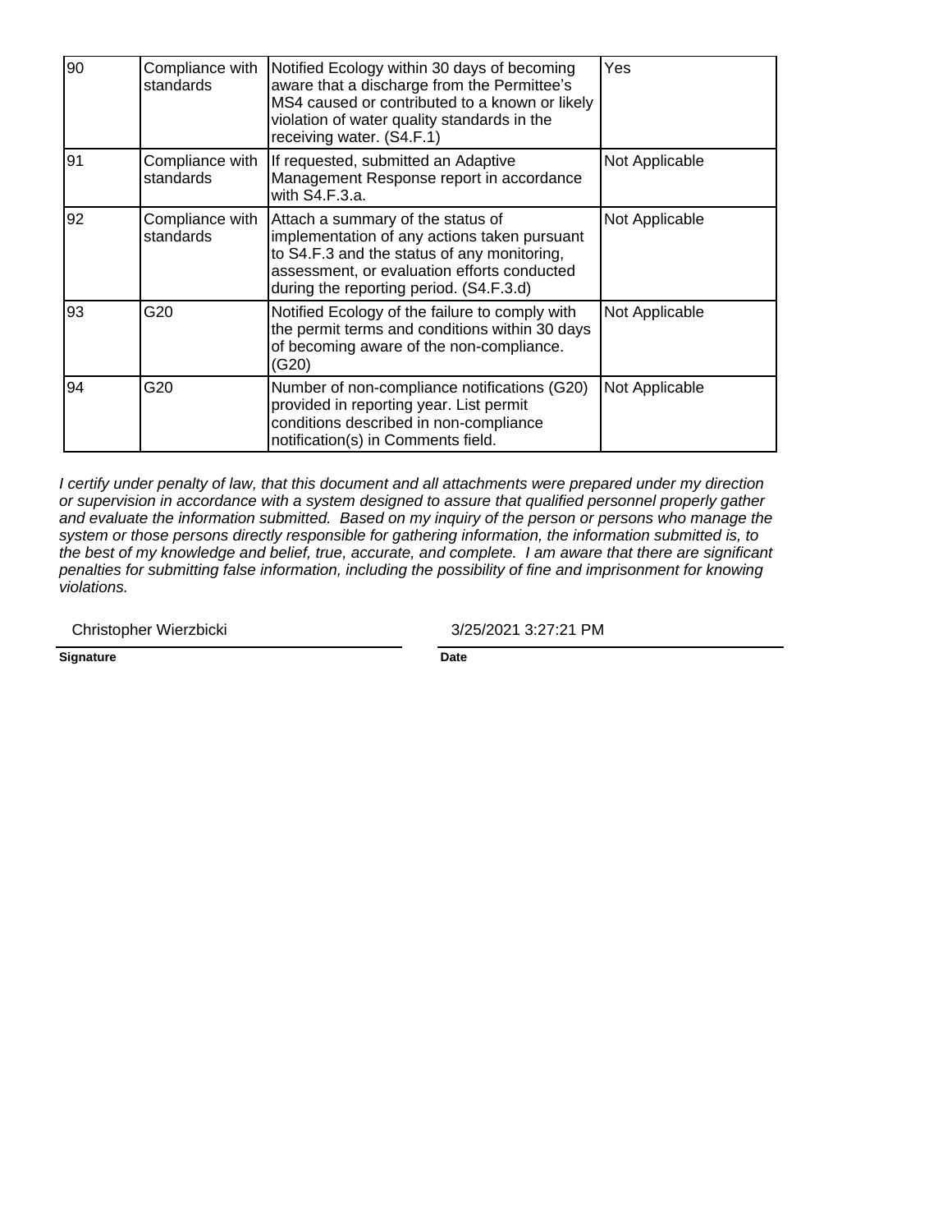| | | | |
|---|---|---|---|
| 90 | Compliance with standards | Notified Ecology within 30 days of becoming aware that a discharge from the Permittee's MS4 caused or contributed to a known or likely violation of water quality standards in the receiving water. (S4.F.1) | Yes |
| 91 | Compliance with standards | If requested, submitted an Adaptive Management Response report in accordance with S4.F.3.a. | Not Applicable |
| 92 | Compliance with standards | Attach a summary of the status of implementation of any actions taken pursuant to S4.F.3 and the status of any monitoring, assessment, or evaluation efforts conducted during the reporting period. (S4.F.3.d) | Not Applicable |
| 93 | G20 | Notified Ecology of the failure to comply with the permit terms and conditions within 30 days of becoming aware of the non-compliance. (G20) | Not Applicable |
| 94 | G20 | Number of non-compliance notifications (G20) provided in reporting year. List permit conditions described in non-compliance notification(s) in Comments field. | Not Applicable |

*I certify under penalty of law, that this document and all attachments were prepared under my direction or supervision in accordance with a system designed to assure that qualified personnel properly gather and evaluate the information submitted. Based on my inquiry of the person or persons who manage the system or those persons directly responsible for gathering information, the information submitted is, to the best of my knowledge and belief, true, accurate, and complete. I am aware that there are significant penalties for submitting false information, including the possibility of fine and imprisonment for knowing violations.*

Christopher Wierzbicki

**Signature**

3/25/2021 3:27:21 PM

**Date**